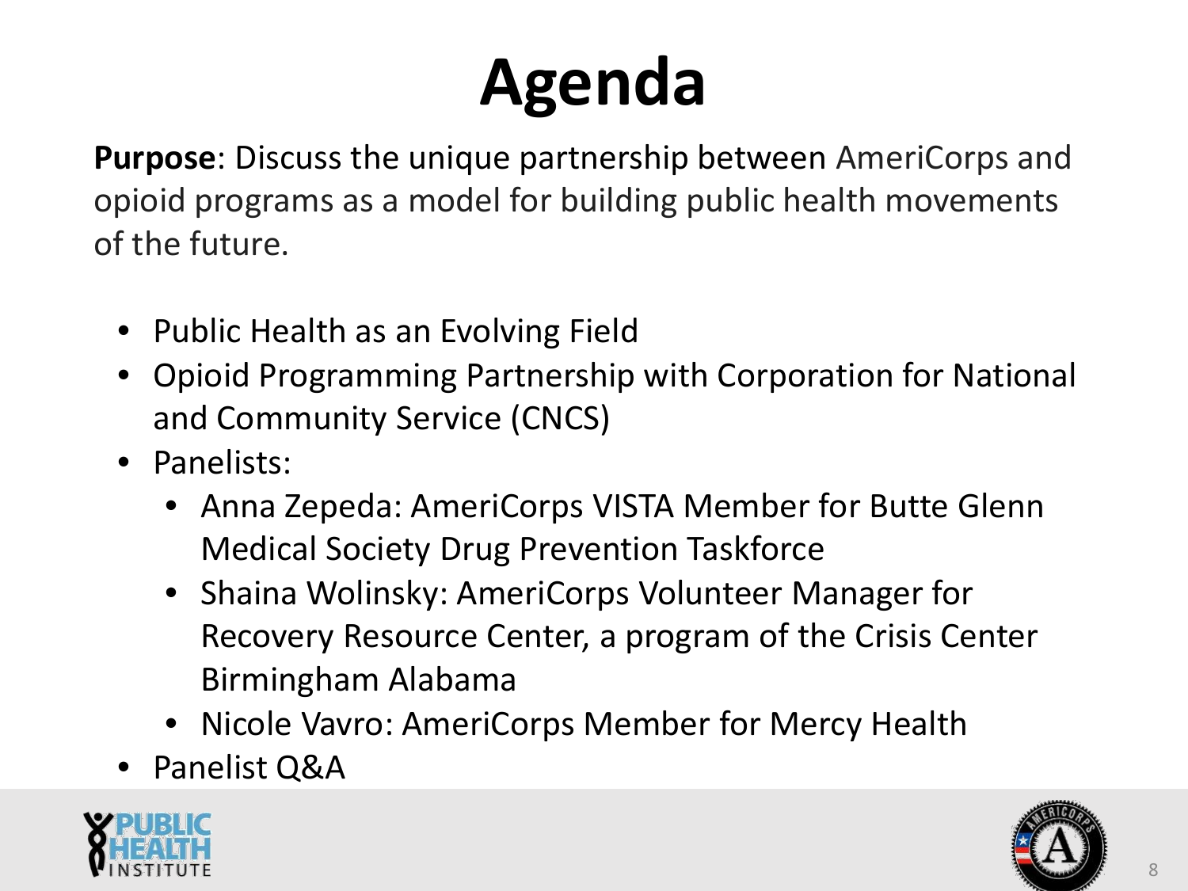# Agenda

**Purpose**: Discuss the unique partnership between AmeriCorps and opioid programs as a model for building public health movements of the future.

- Public Health as an Evolving Field
- Opioid Programming Partnership with Corporation for National and Community Service (CNCS)
- Panelists:
  - Anna Zepeda: AmeriCorps VISTA Member for Butte Glenn Medical Society Drug Prevention Taskforce
  - Shaina Wolinsky: AmeriCorps Volunteer Manager for Recovery Resource Center, a program of the Crisis Center Birmingham Alabama
  - Nicole Vavro: AmeriCorps Member for Mercy Health
- Panelist Q&A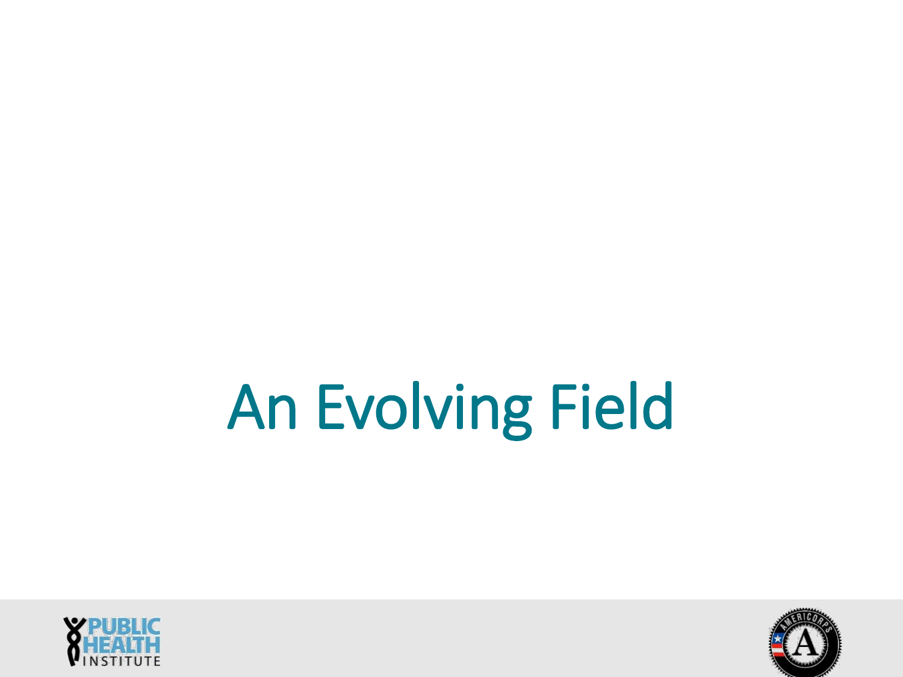# An Evolving Field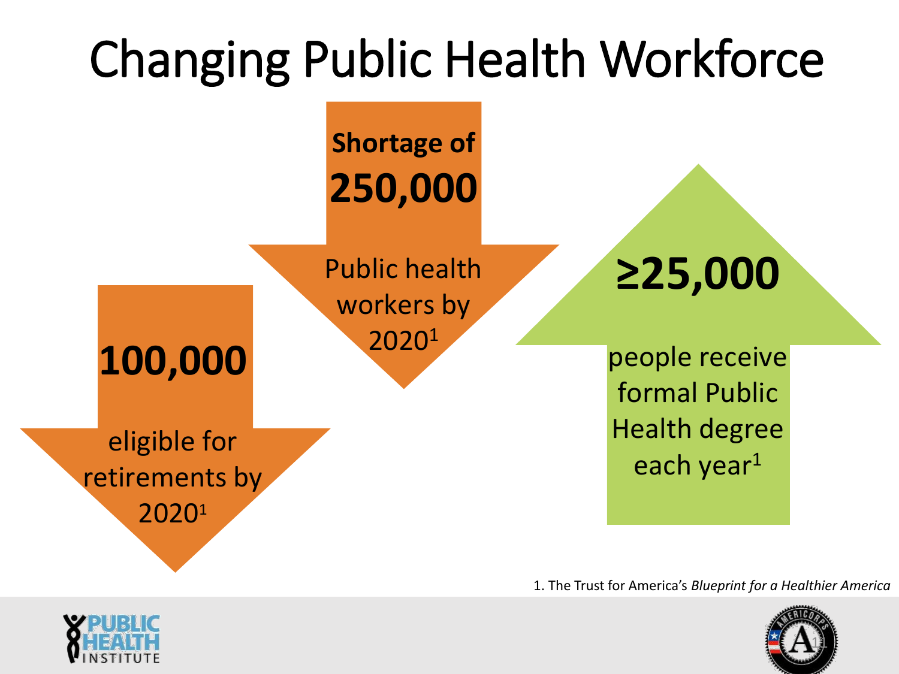# Changing Public Health Workforce

**Shortage of**
**250,000**
Public health workers by 2020[1]

**100,000**
eligible for retirements by 2020[1]

**≥25,000**
people receive formal Public Health degree each year[1]

1. The Trust for America's *Blueprint for a Healthier America*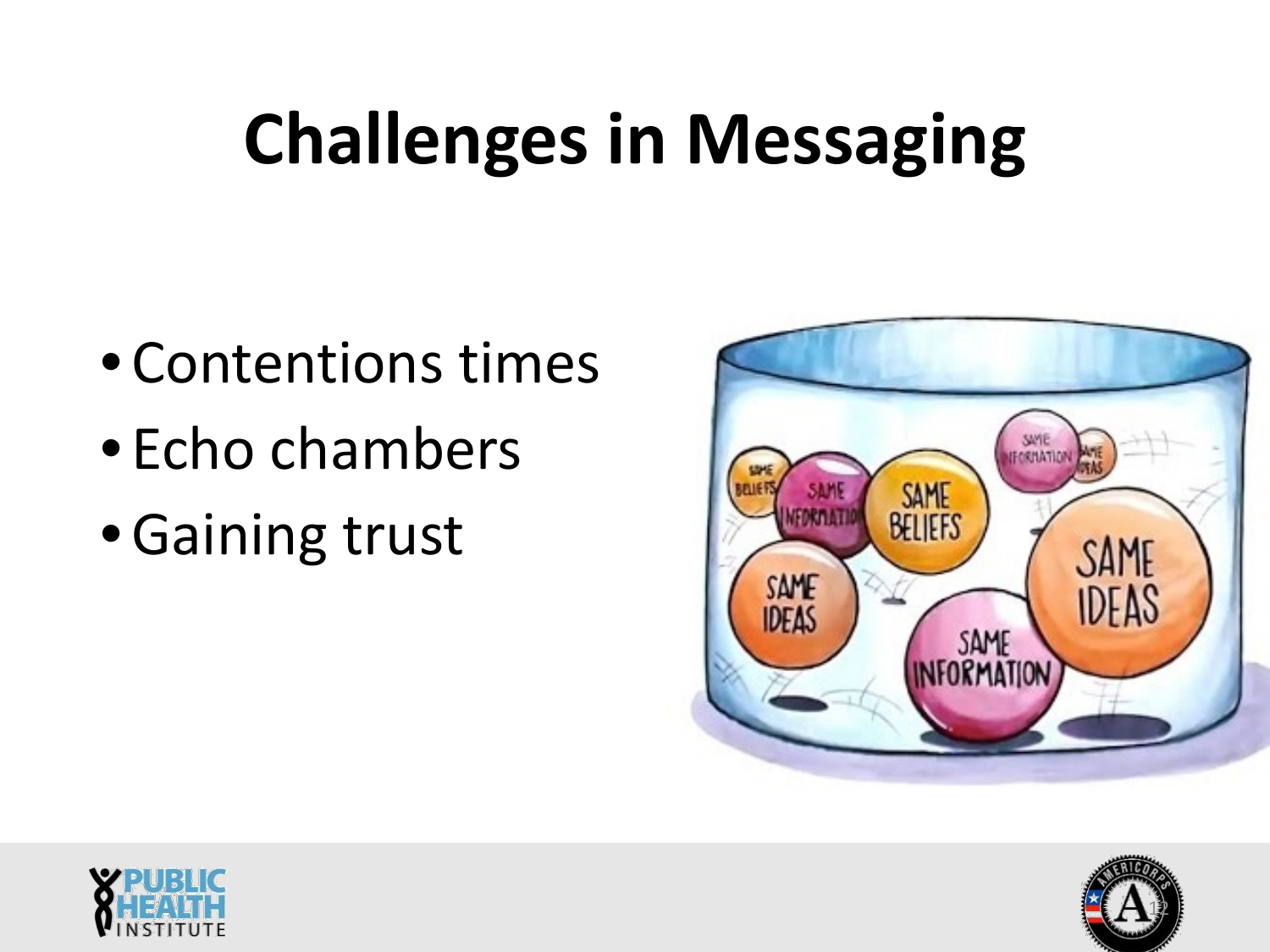# Challenges in Messaging

- Contentions times
- Echo chambers
- Gaining trust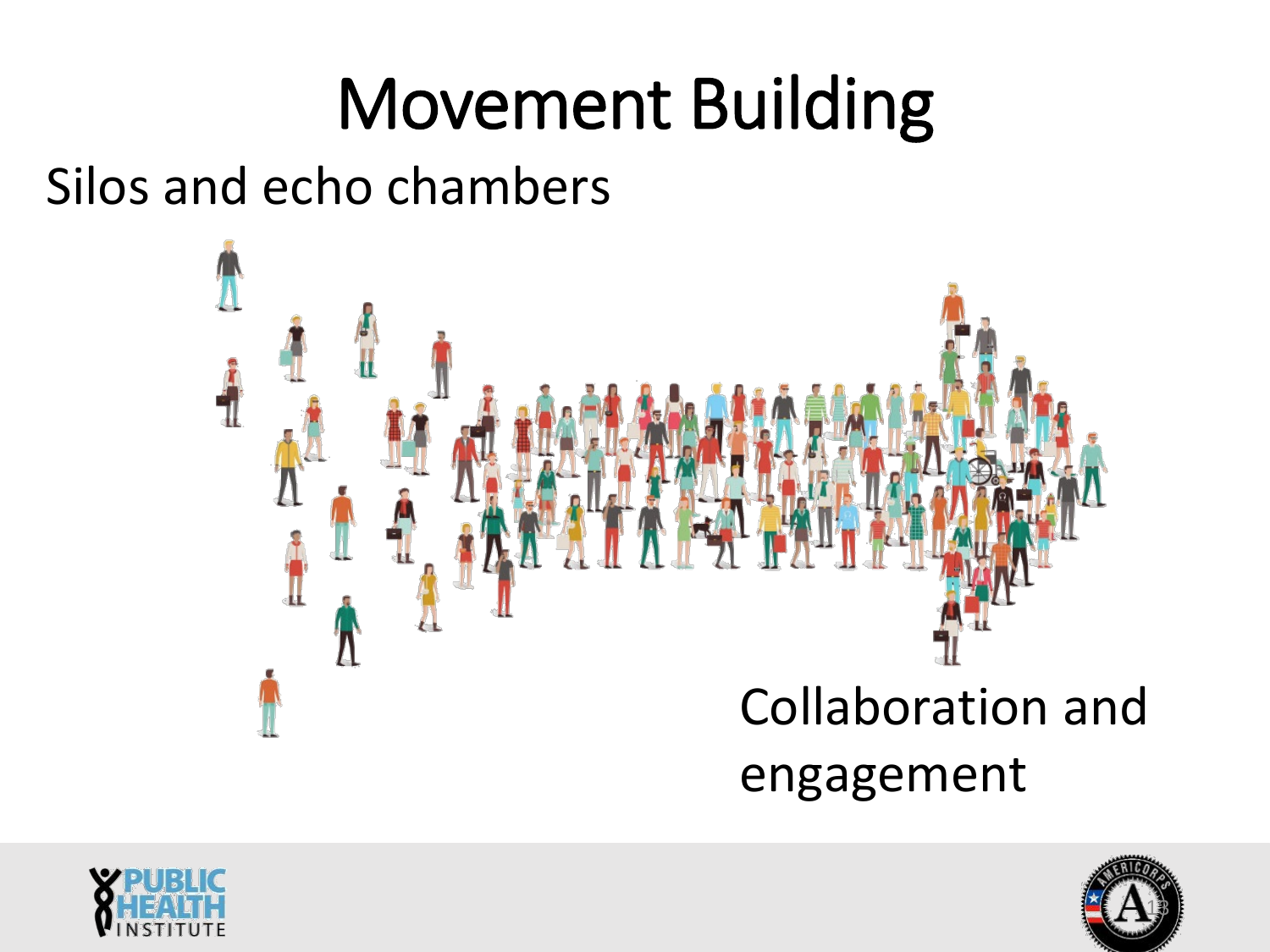# Movement Building

Silos and echo chambers

Collaboration and engagement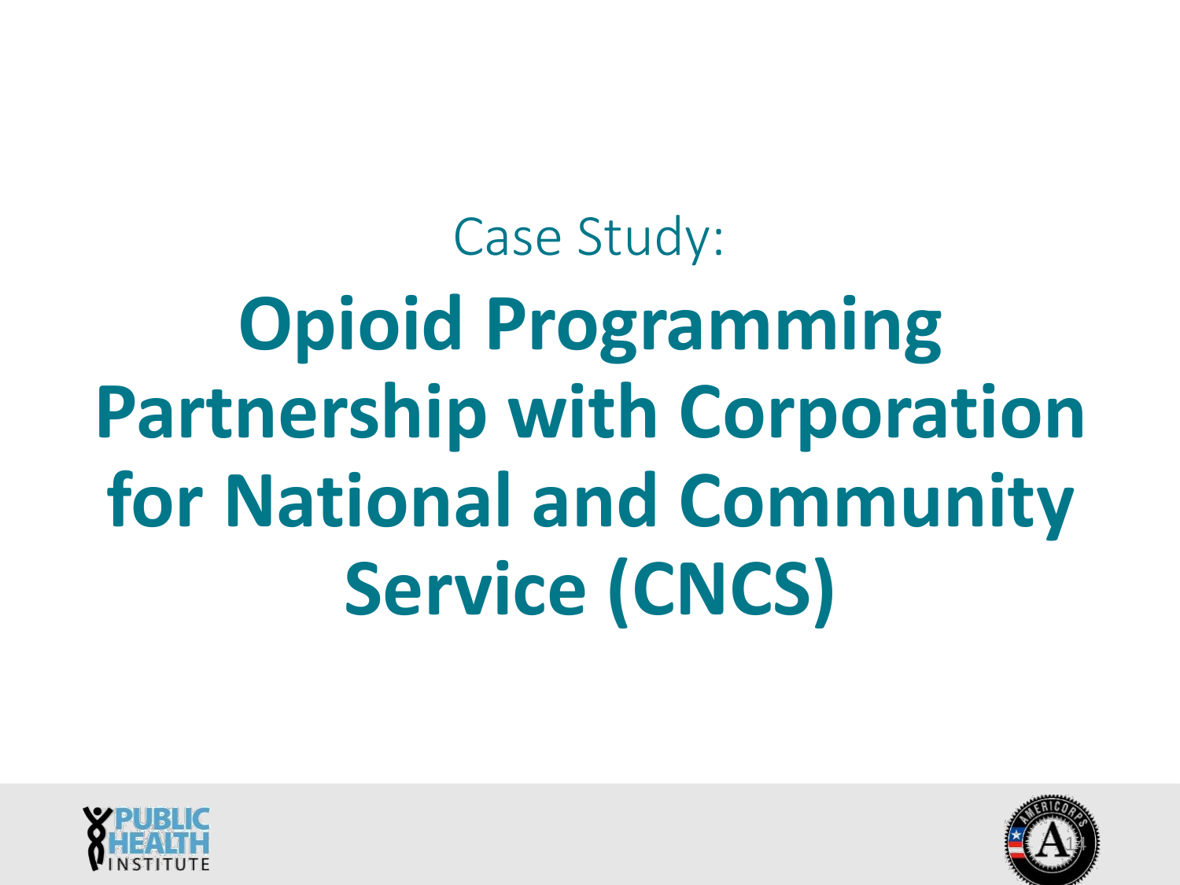Case Study:

# Opioid Programming Partnership with Corporation for National and Community Service (CNCS)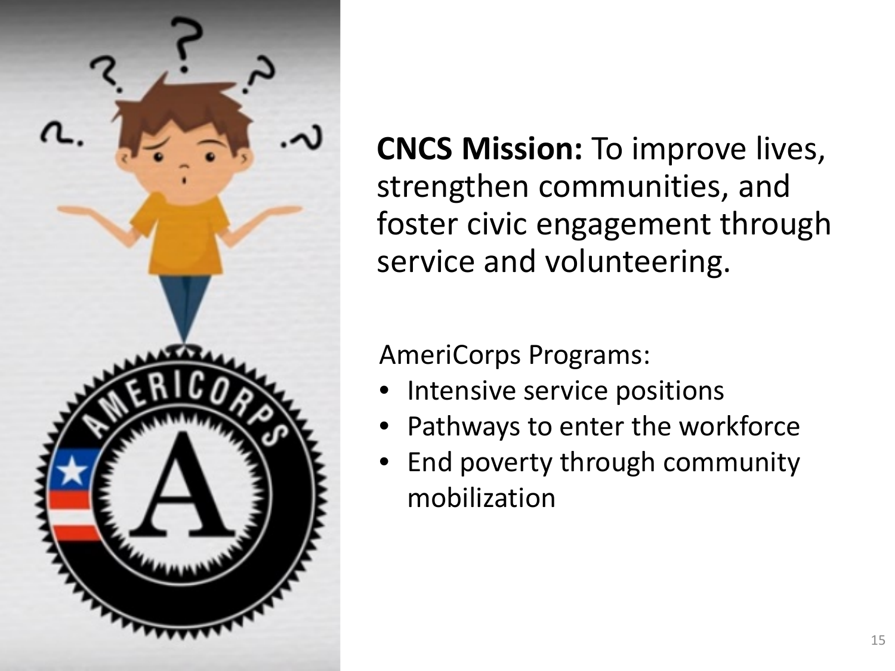**CNCS Mission:** To improve lives, strengthen communities, and foster civic engagement through service and volunteering.

AmeriCorps Programs:

- Intensive service positions
- Pathways to enter the workforce
- End poverty through community mobilization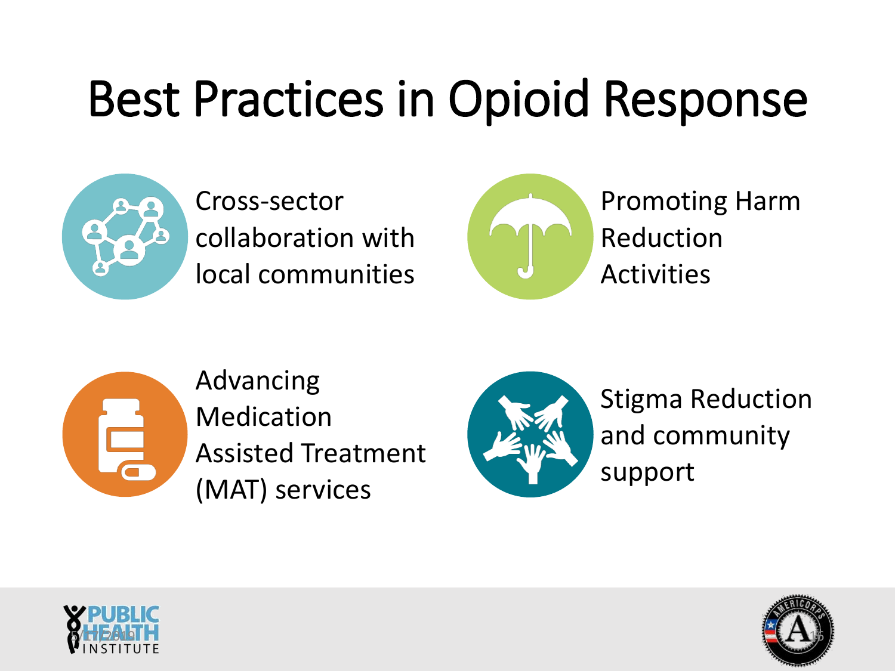# Best Practices in Opioid Response

- Cross-sector collaboration with local communities
- Promoting Harm Reduction Activities
- Advancing Medication Assisted Treatment (MAT) services
- Stigma Reduction and community support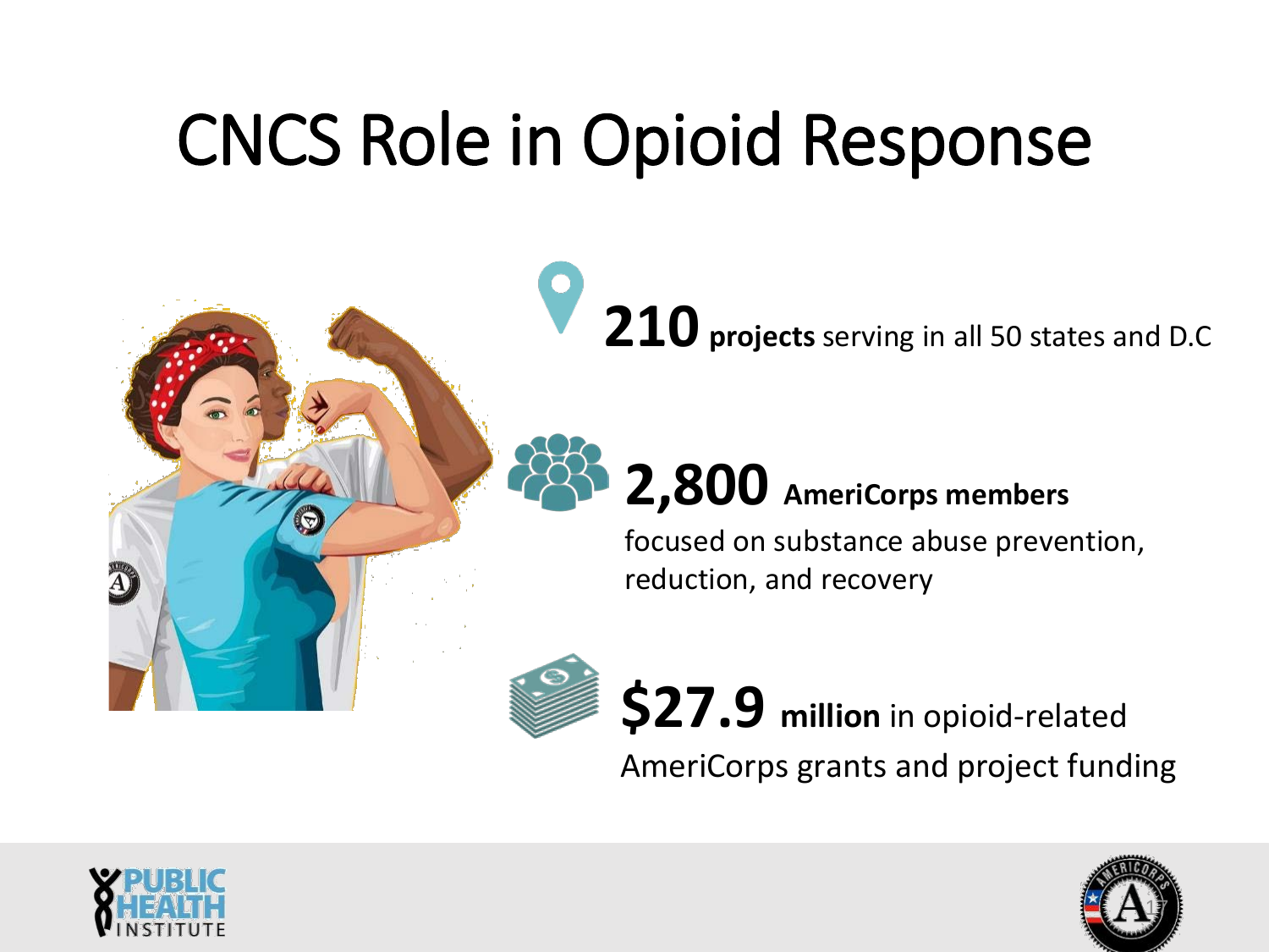# CNCS Role in Opioid Response

**210 projects** serving in all 50 states and D.C

**2,800 AmeriCorps members** focused on substance abuse prevention, reduction, and recovery

**$27.9 million** in opioid-related AmeriCorps grants and project funding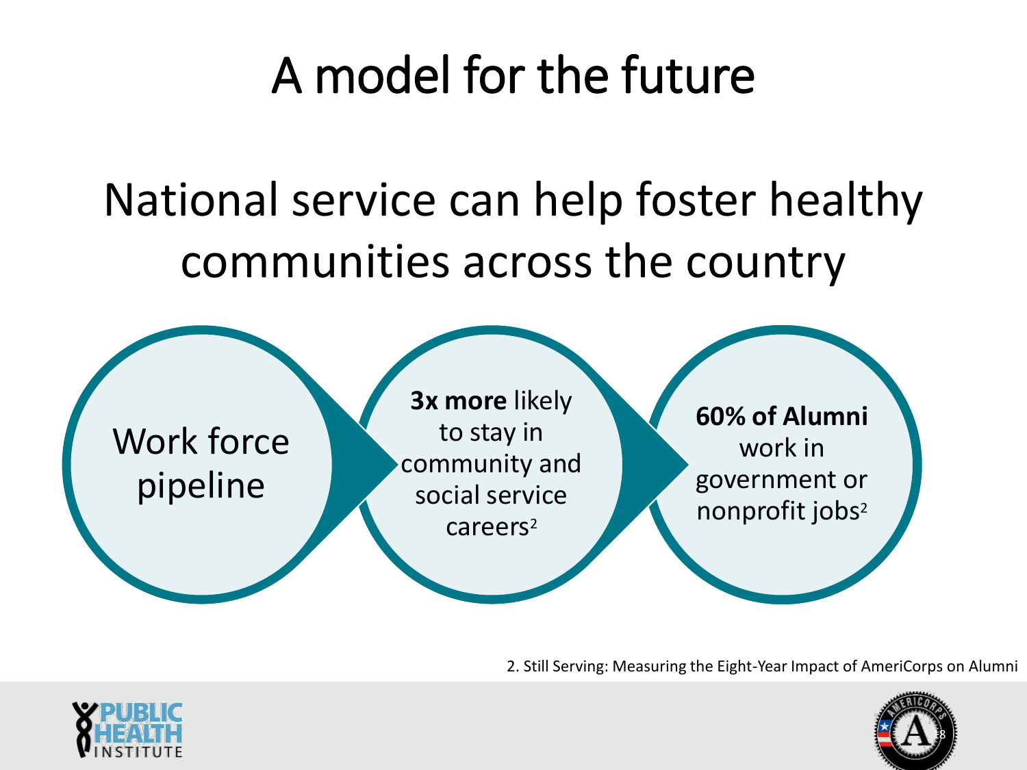# A model for the future

## National service can help foster healthy communities across the country

Work force pipeline

**3x more** likely to stay in community and social service careers[2]

**60% of Alumni** work in government or nonprofit jobs[2]

2. Still Serving: Measuring the Eight-Year Impact of AmeriCorps on Alumni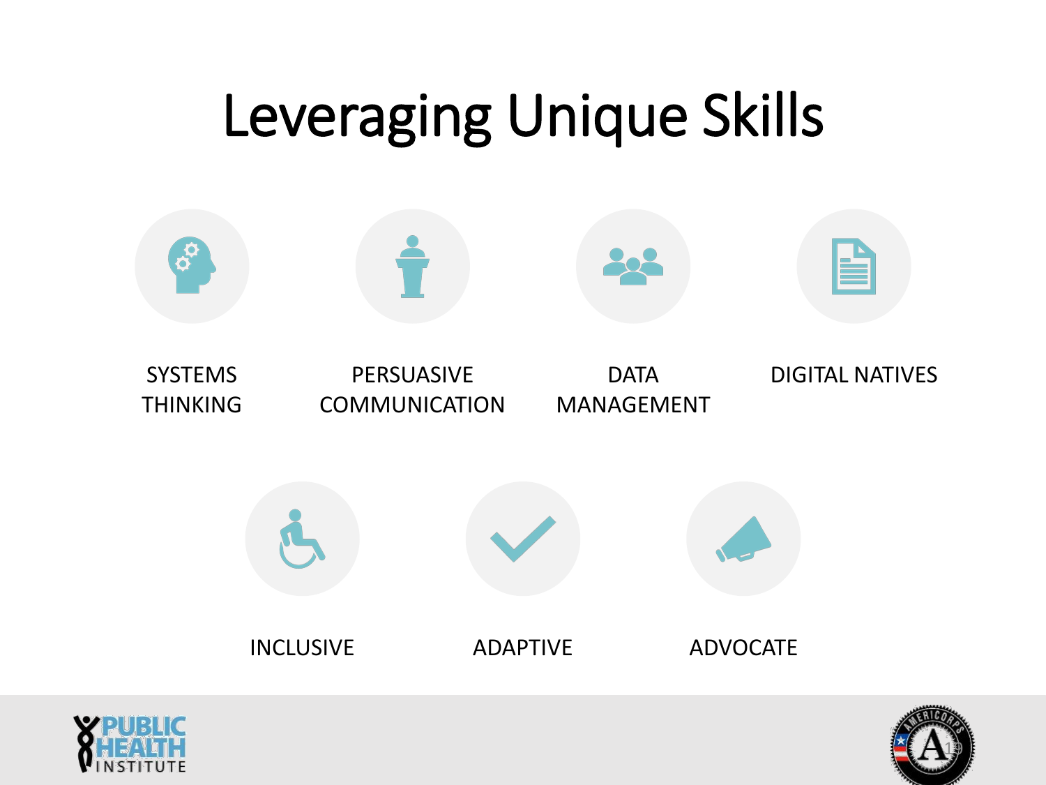# Leveraging Unique Skills

- SYSTEMS THINKING
- PERSUASIVE COMMUNICATION
- DATA MANAGEMENT
- DIGITAL NATIVES
- INCLUSIVE
- ADAPTIVE
- ADVOCATE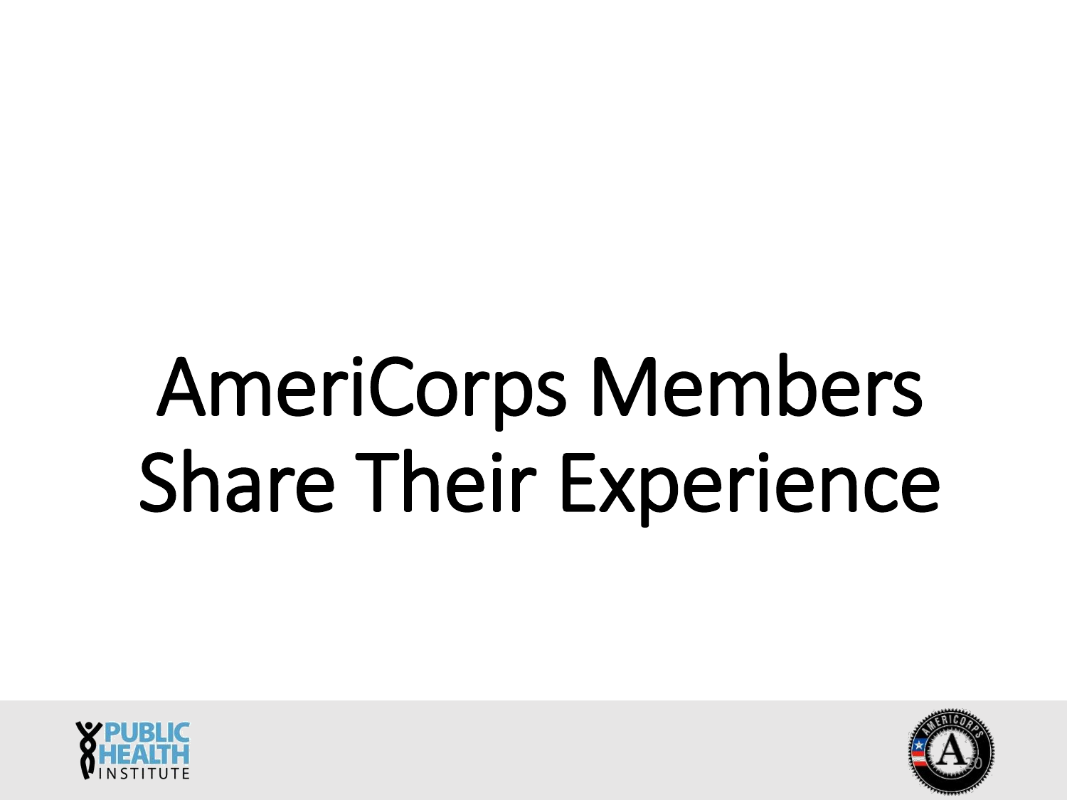# AmeriCorps Members Share Their Experience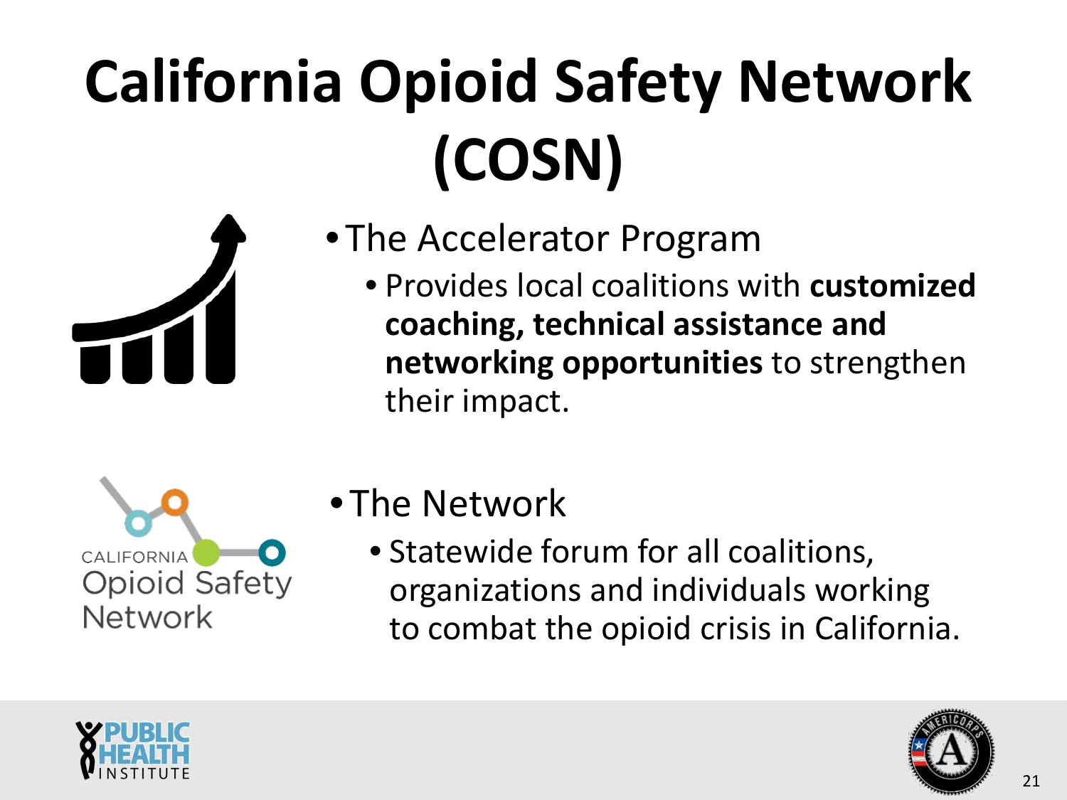# California Opioid Safety Network (COSN)

- The Accelerator Program
  - Provides local coalitions with **customized coaching, technical assistance and networking opportunities** to strengthen their impact.
- The Network
  - Statewide forum for all coalitions, organizations and individuals working to combat the opioid crisis in California.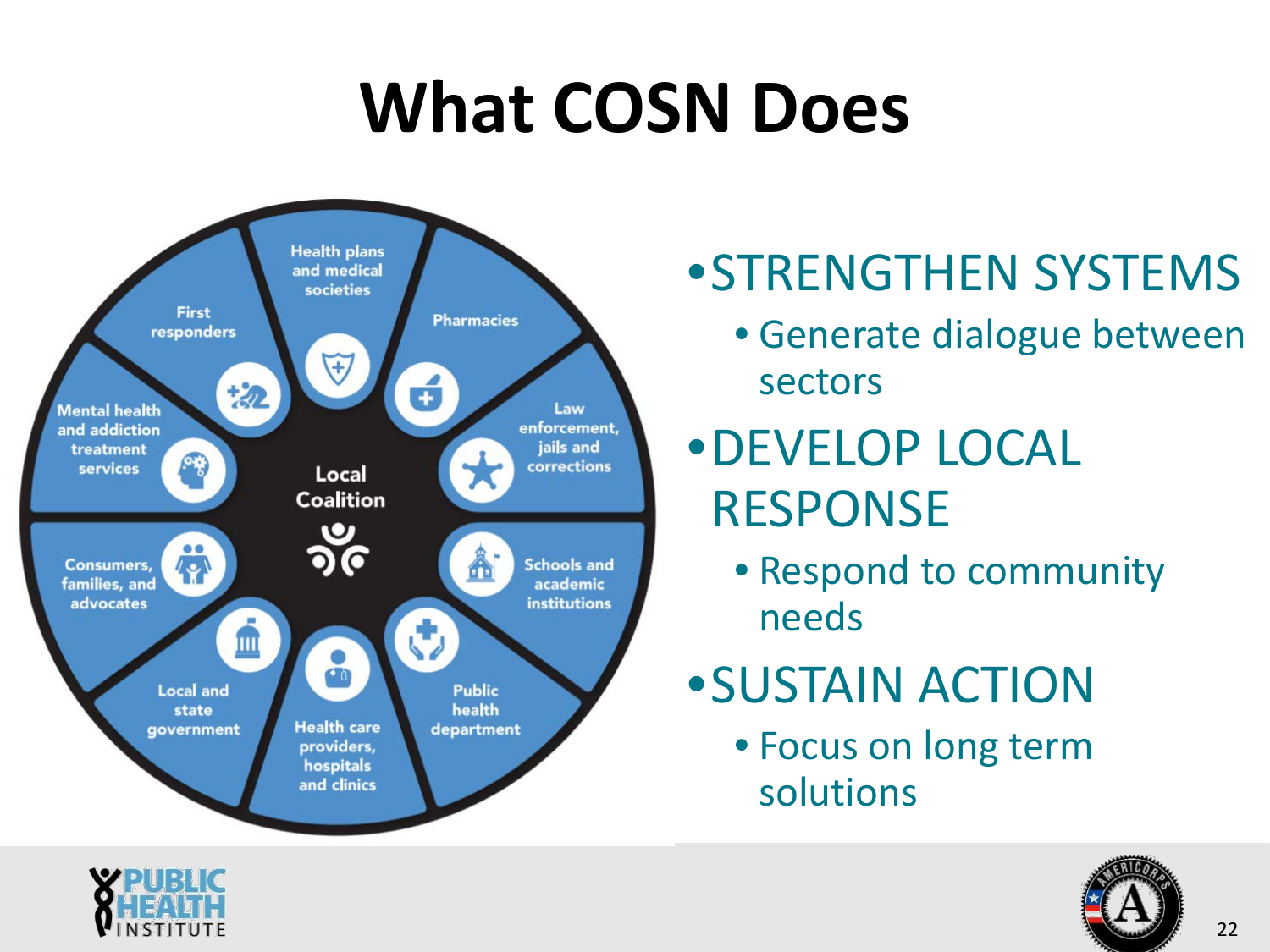# What COSN Does

- Local Coalition
  - Health plans and medical societies
  - Pharmacies
  - Law enforcement, jails and corrections
  - Schools and academic institutions
  - Public health department
  - Health care providers, hospitals and clinics
  - Local and state government
  - Consumers, families, and advocates
  - Mental health and addiction treatment services
  - First responders

- STRENGTHEN SYSTEMS
  - Generate dialogue between sectors
- DEVELOP LOCAL RESPONSE
  - Respond to community needs
- SUSTAIN ACTION
  - Focus on long term solutions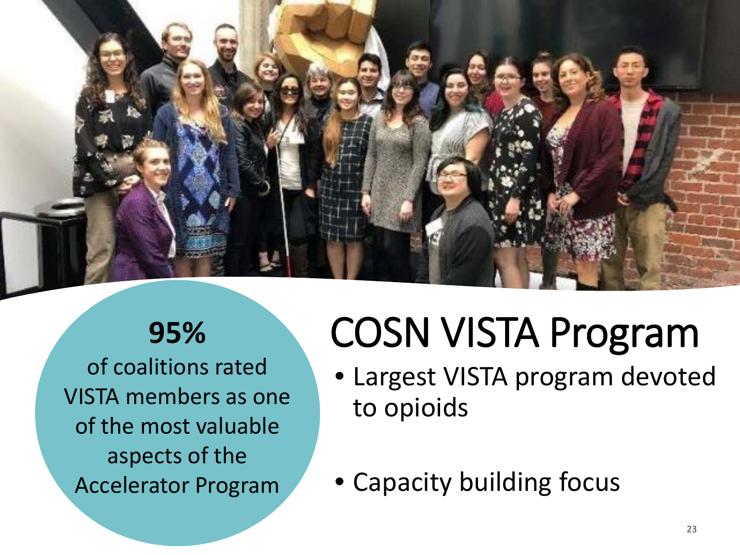**95%**

of coalitions rated VISTA members as one of the most valuable aspects of the Accelerator Program

# COSN VISTA Program

- Largest VISTA program devoted to opioids
- Capacity building focus